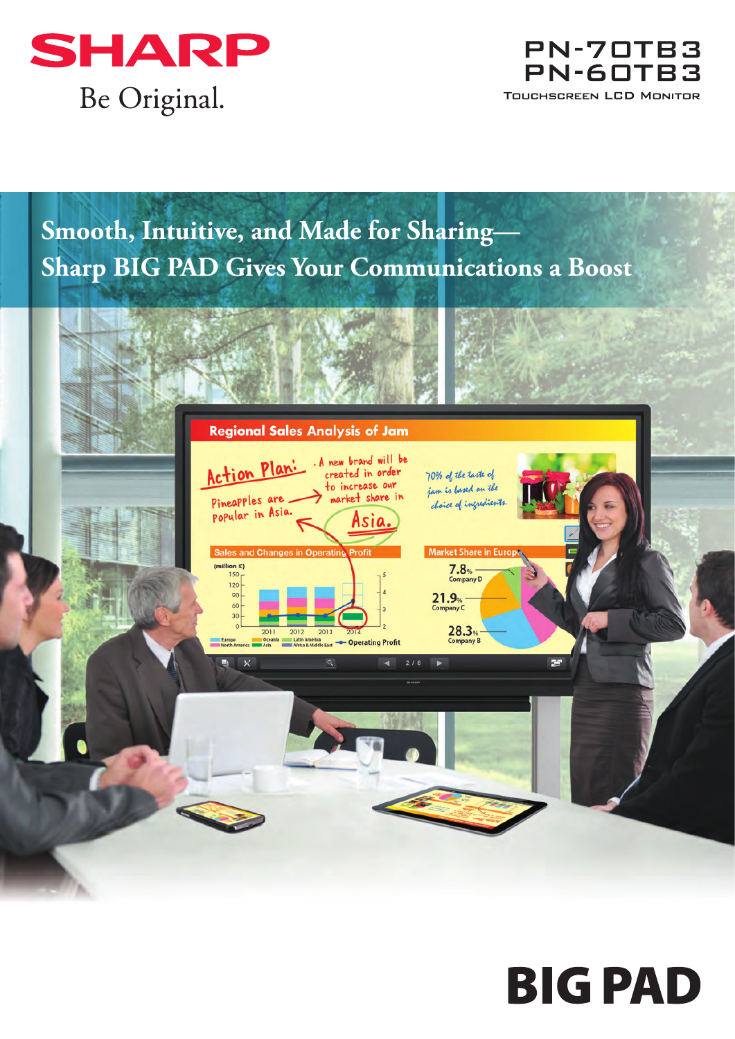# SHARP

Be Original.

**PN-70TB3**
**PN-60TB3**

TOUCHSCREEN LCD MONITOR

## Smooth, Intuitive, and Made for Sharing— Sharp BIG PAD Gives Your Communications a Boost

# BIG PAD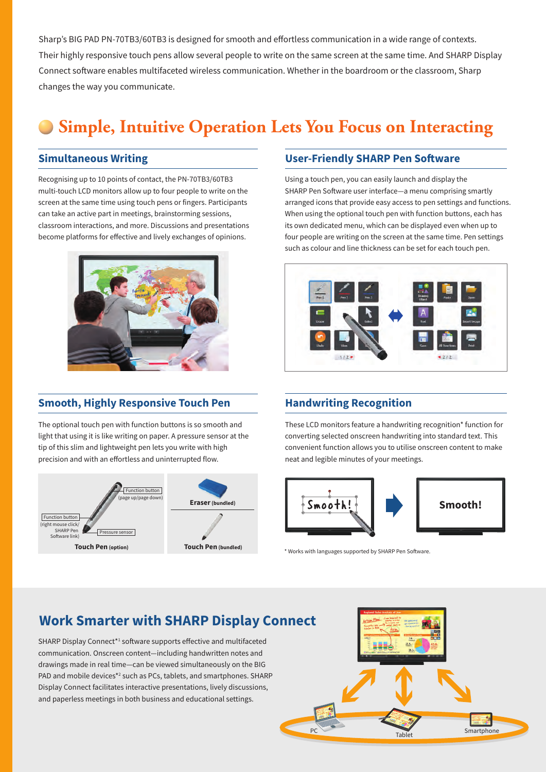Sharp's BIG PAD PN-70TB3/60TB3 is designed for smooth and effortless communication in a wide range of contexts. Their highly responsive touch pens allow several people to write on the same screen at the same time. And SHARP Display Connect software enables multifaceted wireless communication. Whether in the boardroom or the classroom, Sharp changes the way you communicate.

# Simple, Intuitive Operation Lets You Focus on Interacting

## Simultaneous Writing

Recognising up to 10 points of contact, the PN-70TB3/60TB3 multi-touch LCD monitors allow up to four people to write on the screen at the same time using touch pens or fingers. Participants can take an active part in meetings, brainstorming sessions, classroom interactions, and more. Discussions and presentations become platforms for effective and lively exchanges of opinions.

## User-Friendly SHARP Pen Software

Using a touch pen, you can easily launch and display the SHARP Pen Software user interface—a menu comprising smartly arranged icons that provide easy access to pen settings and functions. When using the optional touch pen with function buttons, each has its own dedicated menu, which can be displayed even when up to four people are writing on the screen at the same time. Pen settings such as colour and line thickness can be set for each touch pen.

## Smooth, Highly Responsive Touch Pen

The optional touch pen with function buttons is so smooth and light that using it is like writing on paper. A pressure sensor at the tip of this slim and lightweight pen lets you write with high precision and with an effortless and uninterrupted flow.

Function button (page up/page down)
Function button (right mouse click/ SHARP Pen Software link)
Pressure sensor

**Touch Pen** (option)

**Eraser** (bundled)

**Touch Pen** (bundled)

## Handwriting Recognition

These LCD monitors feature a handwriting recognition* function for converting selected onscreen handwriting into standard text. This convenient function allows you to utilise onscreen content to make neat and legible minutes of your meetings.

\* Works with languages supported by SHARP Pen Software.

## Work Smarter with SHARP Display Connect

SHARP Display Connect*[1] software supports effective and multifaceted communication. Onscreen content—including handwritten notes and drawings made in real time—can be viewed simultaneously on the BIG PAD and mobile devices*[2] such as PCs, tablets, and smartphones. SHARP Display Connect facilitates interactive presentations, lively discussions, and paperless meetings in both business and educational settings.

PC
Tablet
Smartphone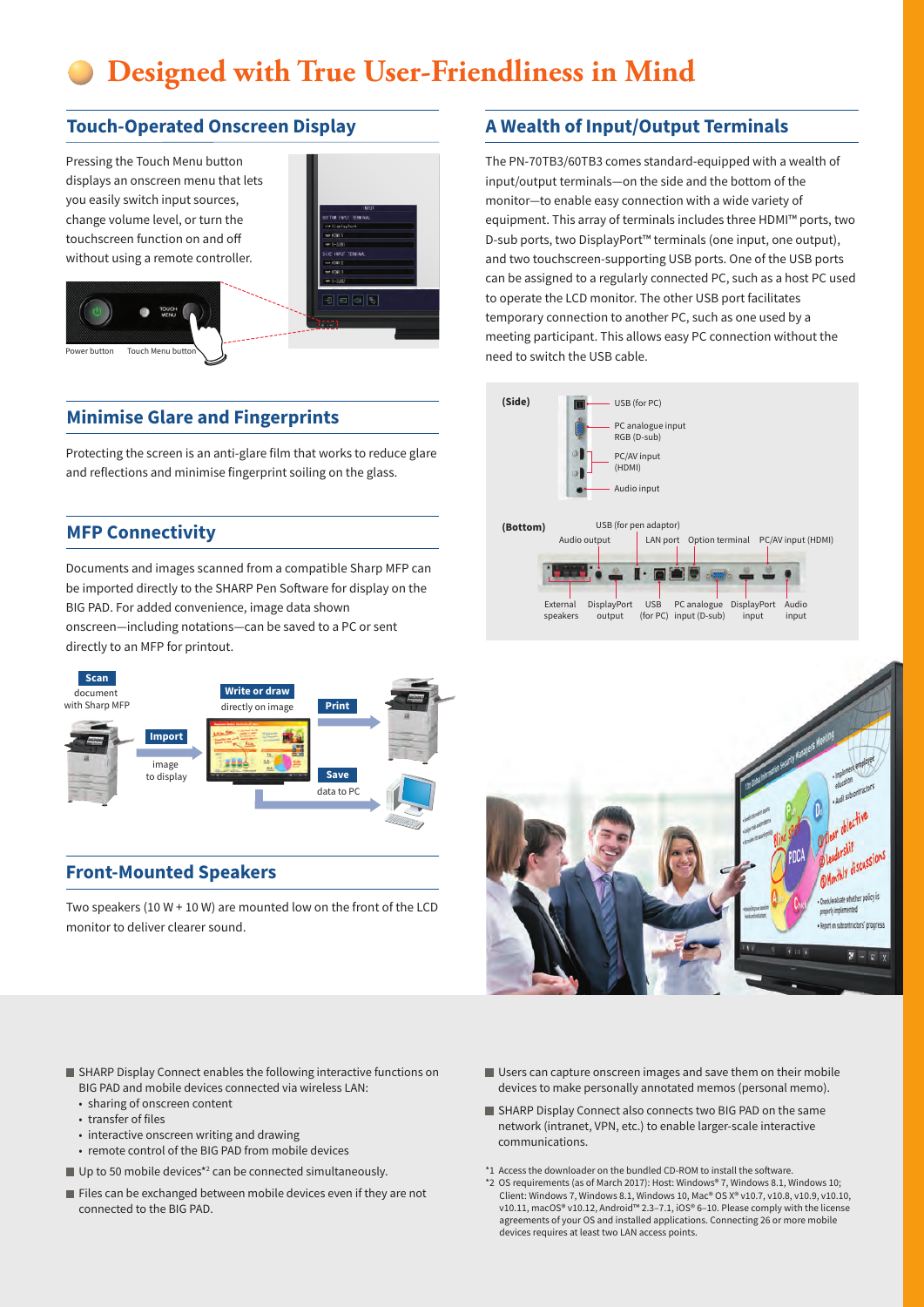# Designed with True User-Friendliness in Mind

## Touch-Operated Onscreen Display

Pressing the Touch Menu button displays an onscreen menu that lets you easily switch input sources, change volume level, or turn the touchscreen function on and off without using a remote controller.

Power button　Touch Menu button

## Minimise Glare and Fingerprints

Protecting the screen is an anti-glare film that works to reduce glare and reflections and minimise fingerprint soiling on the glass.

## MFP Connectivity

Documents and images scanned from a compatible Sharp MFP can be imported directly to the SHARP Pen Software for display on the BIG PAD. For added convenience, image data shown onscreen—including notations—can be saved to a PC or sent directly to an MFP for printout.

**Scan** document with Sharp MFP → **Import** image to display → **Write or draw** directly on image → **Print** / **Save** data to PC

## Front-Mounted Speakers

Two speakers (10 W + 10 W) are mounted low on the front of the LCD monitor to deliver clearer sound.

## A Wealth of Input/Output Terminals

The PN-70TB3/60TB3 comes standard-equipped with a wealth of input/output terminals—on the side and the bottom of the monitor—to enable easy connection with a wide variety of equipment. This array of terminals includes three HDMI™ ports, two D-sub ports, two DisplayPort™ terminals (one input, one output), and two touchscreen-supporting USB ports. One of the USB ports can be assigned to a regularly connected PC, such as a host PC used to operate the LCD monitor. The other USB port facilitates temporary connection to another PC, such as one used by a meeting participant. This allows easy PC connection without the need to switch the USB cable.

**(Side)**
- USB (for PC)
- PC analogue input RGB (D-sub)
- PC/AV input (HDMI)
- Audio input

**(Bottom)**
- Audio output
- USB (for pen adaptor)
- LAN port
- Option terminal
- PC/AV input (HDMI)
- External speakers
- DisplayPort output
- USB (for PC)
- PC analogue input (D-sub)
- DisplayPort input
- Audio input

---

- SHARP Display Connect enables the following interactive functions on BIG PAD and mobile devices connected via wireless LAN:
  - sharing of onscreen content
  - transfer of files
  - interactive onscreen writing and drawing
  - remote control of the BIG PAD from mobile devices
- Up to 50 mobile devices*2 can be connected simultaneously.
- Files can be exchanged between mobile devices even if they are not connected to the BIG PAD.
- Users can capture onscreen images and save them on their mobile devices to make personally annotated memos (personal memo).
- SHARP Display Connect also connects two BIG PAD on the same network (intranet, VPN, etc.) to enable larger-scale interactive communications.

*1 Access the downloader on the bundled CD-ROM to install the software.
*2 OS requirements (as of March 2017): Host: Windows® 7, Windows 8.1, Windows 10; Client: Windows 7, Windows 8.1, Windows 10, Mac® OS X® v10.7, v10.8, v10.9, v10.10, v10.11, macOS® v10.12, Android™ 2.3–7.1, iOS® 6–10. Please comply with the license agreements of your OS and installed applications. Connecting 26 or more mobile devices requires at least two LAN access points.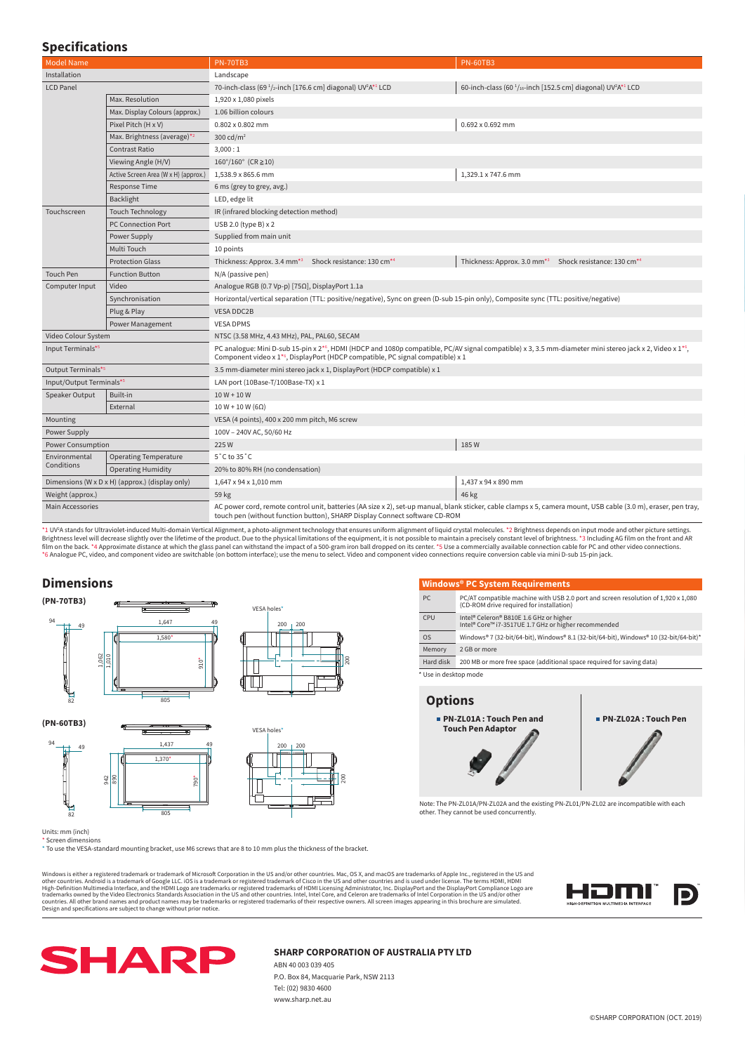## Specifications

| Model Name | | PN-70TB3 | PN-60TB3 |
|---|---|---|---|
| Installation | | Landscape | |
| LCD Panel | | 70-inch-class (69 1/2-inch [176.6 cm] diagonal) UV²A*1 LCD | 60-inch-class (60 1/16-inch [152.5 cm] diagonal) UV²A*1 LCD |
| | Max. Resolution | 1,920 x 1,080 pixels | |
| | Max. Display Colours (approx.) | 1.06 billion colours | |
| | Pixel Pitch (H x V) | 0.802 x 0.802 mm | 0.692 x 0.692 mm |
| | Max. Brightness (average)*2 | 300 cd/m² | |
| | Contrast Ratio | 3,000 : 1 | |
| | Viewing Angle (H/V) | 160°/160° (CR ≥10) | |
| | Active Screen Area (W x H) (approx.) | 1,538.9 x 865.6 mm | 1,329.1 x 747.6 mm |
| | Response Time | 6 ms (grey to grey, avg.) | |
| | Backlight | LED, edge lit | |
| Touchscreen | Touch Technology | IR (infrared blocking detection method) | |
| | PC Connection Port | USB 2.0 (type B) x 2 | |
| | Power Supply | Supplied from main unit | |
| | Multi Touch | 10 points | |
| | Protection Glass | Thickness: Approx. 3.4 mm*3 Shock resistance: 130 cm*4 | Thickness: Approx. 3.0 mm*3 Shock resistance: 130 cm*4 |
| Touch Pen | Function Button | N/A (passive pen) | |
| Computer Input | Video | Analogue RGB (0.7 Vp-p) [75Ω], DisplayPort 1.1a | |
| | Synchronisation | Horizontal/vertical separation (TTL: positive/negative), Sync on green (D-sub 15-pin only), Composite sync (TTL: positive/negative) | |
| | Plug & Play | VESA DDC2B | |
| | Power Management | VESA DPMS | |
| Video Colour System | | NTSC (3.58 MHz, 4.43 MHz), PAL, PAL60, SECAM | |
| Input Terminals*5 | | PC analogue: Mini D-sub 15-pin x 2*6, HDMI (HDCP and 1080p compatible, PC/AV signal compatible) x 3, 3.5 mm-diameter mini stereo jack x 2, Video x 1*6, Component video x 1*6, DisplayPort (HDCP compatible, PC signal compatible) x 1 | |
| Output Terminals*5 | | 3.5 mm-diameter mini stereo jack x 1, DisplayPort (HDCP compatible) x 1 | |
| Input/Output Terminals*5 | | LAN port (10Base-T/100Base-TX) x 1 | |
| Speaker Output | Built-in | 10 W + 10 W | |
| | External | 10 W + 10 W (6Ω) | |
| Mounting | | VESA (4 points), 400 x 200 mm pitch, M6 screw | |
| Power Supply | | 100V – 240V AC, 50/60 Hz | |
| Power Consumption | | 225 W | 185 W |
| Environmental Conditions | Operating Temperature | 5˚C to 35˚C | |
| | Operating Humidity | 20% to 80% RH (no condensation) | |
| Dimensions (W x D x H) (approx.) (display only) | | 1,647 x 94 x 1,010 mm | 1,437 x 94 x 890 mm |
| Weight (approx.) | | 59 kg | 46 kg |
| Main Accessories | | AC power cord, remote control unit, batteries (AA size x 2), set-up manual, blank sticker, cable clamps x 5, camera mount, USB cable (3.0 m), eraser, pen tray, touch pen (without function button), SHARP Display Connect software CD-ROM | |

*1 UV²A stands for Ultraviolet-induced Multi-domain Vertical Alignment, a photo-alignment technology that ensures uniform alignment of liquid crystal molecules. *2 Brightness depends on input mode and other picture settings. Brightness level will decrease slightly over the lifetime of the product. Due to the physical limitations of the equipment, it is not possible to maintain a precisely constant level of brightness. *3 Including AG film on the front and AR film on the back. *4 Approximate distance at which the glass panel can withstand the impact of a 500-gram iron ball dropped on its center. *5 Use a commercially available connection cable for PC and other video connections. *6 Analogue PC, video, and component video are switchable (on bottom interface); use the menu to select. Video and component video connections require conversion cable via mini D-sub 15-pin jack.

## Dimensions

(PN-70TB3)

94 49 1,647 49 1,580* 1,062 1,010 910* 82 805 VESA holes+ 200 200 200

(PN-60TB3)

94 49 1,437 49 1,370* 942 890 790* 82 805 VESA holes+ 200 200 200

Units: mm (inch)
* Screen dimensions
+ To use the VESA-standard mounting bracket, use M6 screws that are 8 to 10 mm plus the thickness of the bracket.

## Windows® PC System Requirements

| | |
|---|---|
| PC | PC/AT compatible machine with USB 2.0 port and screen resolution of 1,920 x 1,080 (CD-ROM drive required for installation) |
| CPU | Intel® Celeron® B810E 1.6 GHz or higher<br>Intel® Core™ i7-3517UE 1.7 GHz or higher recommended |
| OS | Windows® 7 (32-bit/64-bit), Windows® 8.1 (32-bit/64-bit), Windows® 10 (32-bit/64-bit)* |
| Memory | 2 GB or more |
| Hard disk | 200 MB or more free space (additional space required for saving data) |

* Use in desktop mode

## Options

- **PN-ZL01A : Touch Pen and Touch Pen Adaptor**
- **PN-ZL02A : Touch Pen**

Note: The PN-ZL01A/PN-ZL02A and the existing PN-ZL01/PN-ZL02 are incompatible with each other. They cannot be used concurrently.

Windows is either a registered trademark or trademark of Microsoft Corporation in the US and/or other countries. Mac, OS X, and macOS are trademarks of Apple Inc., registered in the US and other countries. Android is a trademark of Google LLC. iOS is a trademark or registered trademark of Cisco in the US and other countries and is used under license. The terms HDMI, HDMI High-Definition Multimedia Interface, and the HDMI Logo are trademarks or registered trademarks of HDMI Licensing Administrator, Inc. DisplayPort and the DisplayPort Compliance Logo are trademarks owned by the Video Electronics Standards Association in the US and other countries. Intel, Intel Core, and Celeron are trademarks of Intel Corporation in the US and/or other countries. All other brand names and product names may be trademarks or registered trademarks of their respective owners. All screen images appearing in this brochure are simulated. Design and specifications are subject to change without prior notice.

SHARP

**SHARP CORPORATION OF AUSTRALIA PTY LTD**
ABN 40 003 039 405
P.O. Box 84, Macquarie Park, NSW 2113
Tel: (02) 9830 4600
www.sharp.net.au

©SHARP CORPORATION (OCT. 2019)